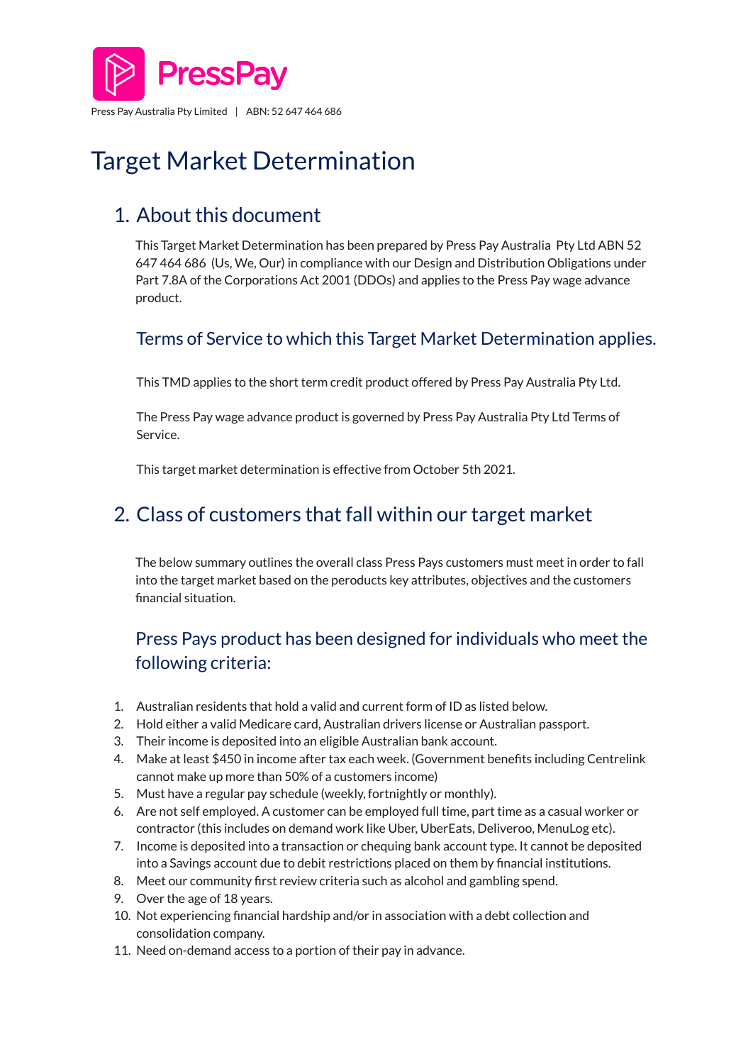PressPay

Press Pay Australia Pty Limited | ABN: 52 647 464 686

# Target Market Determination

## 1. About this document

This Target Market Determination has been prepared by Press Pay Australia Pty Ltd ABN 52 647 464 686 (Us, We, Our) in compliance with our Design and Distribution Obligations under Part 7.8A of the Corporations Act 2001 (DDOs) and applies to the Press Pay wage advance product.

### Terms of Service to which this Target Market Determination applies.

This TMD applies to the short term credit product offered by Press Pay Australia Pty Ltd.

The Press Pay wage advance product is governed by Press Pay Australia Pty Ltd Terms of Service.

This target market determination is effective from October 5th 2021.

## 2. Class of customers that fall within our target market

The below summary outlines the overall class Press Pays customers must meet in order to fall into the target market based on the peroducts key attributes, objectives and the customers financial situation.

### Press Pays product has been designed for individuals who meet the following criteria:

1. Australian residents that hold a valid and current form of ID as listed below.
2. Hold either a valid Medicare card, Australian drivers license or Australian passport.
3. Their income is deposited into an eligible Australian bank account.
4. Make at least $450 in income after tax each week. (Government benefits including Centrelink cannot make up more than 50% of a customers income)
5. Must have a regular pay schedule (weekly, fortnightly or monthly).
6. Are not self employed. A customer can be employed full time, part time as a casual worker or contractor (this includes on demand work like Uber, UberEats, Deliveroo, MenuLog etc).
7. Income is deposited into a transaction or chequing bank account type. It cannot be deposited into a Savings account due to debit restrictions placed on them by financial institutions.
8. Meet our community first review criteria such as alcohol and gambling spend.
9. Over the age of 18 years.
10. Not experiencing financial hardship and/or in association with a debt collection and consolidation company.
11. Need on-demand access to a portion of their pay in advance.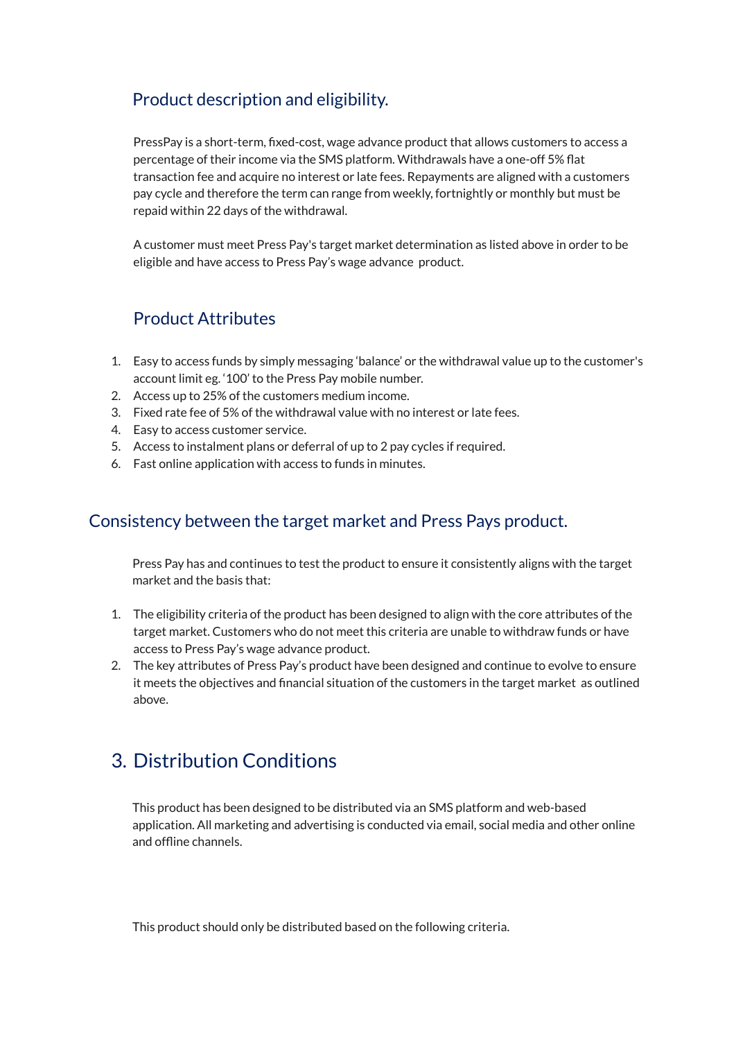## Product description and eligibility.

PressPay is a short-term, fixed-cost, wage advance product that allows customers to access a percentage of their income via the SMS platform. Withdrawals have a one-off 5% flat transaction fee and acquire no interest or late fees. Repayments are aligned with a customers pay cycle and therefore the term can range from weekly, fortnightly or monthly but must be repaid within 22 days of the withdrawal.

A customer must meet Press Pay's target market determination as listed above in order to be eligible and have access to Press Pay's wage advance product.

## Product Attributes

1. Easy to access funds by simply messaging 'balance' or the withdrawal value up to the customer's account limit eg. '100' to the Press Pay mobile number.
2. Access up to 25% of the customers medium income.
3. Fixed rate fee of 5% of the withdrawal value with no interest or late fees.
4. Easy to access customer service.
5. Access to instalment plans or deferral of up to 2 pay cycles if required.
6. Fast online application with access to funds in minutes.

## Consistency between the target market and Press Pays product.

Press Pay has and continues to test the product to ensure it consistently aligns with the target market and the basis that:

1. The eligibility criteria of the product has been designed to align with the core attributes of the target market. Customers who do not meet this criteria are unable to withdraw funds or have access to Press Pay's wage advance product.
2. The key attributes of Press Pay's product have been designed and continue to evolve to ensure it meets the objectives and financial situation of the customers in the target market as outlined above.

# 3. Distribution Conditions

This product has been designed to be distributed via an SMS platform and web-based application. All marketing and advertising is conducted via email, social media and other online and offline channels.

This product should only be distributed based on the following criteria.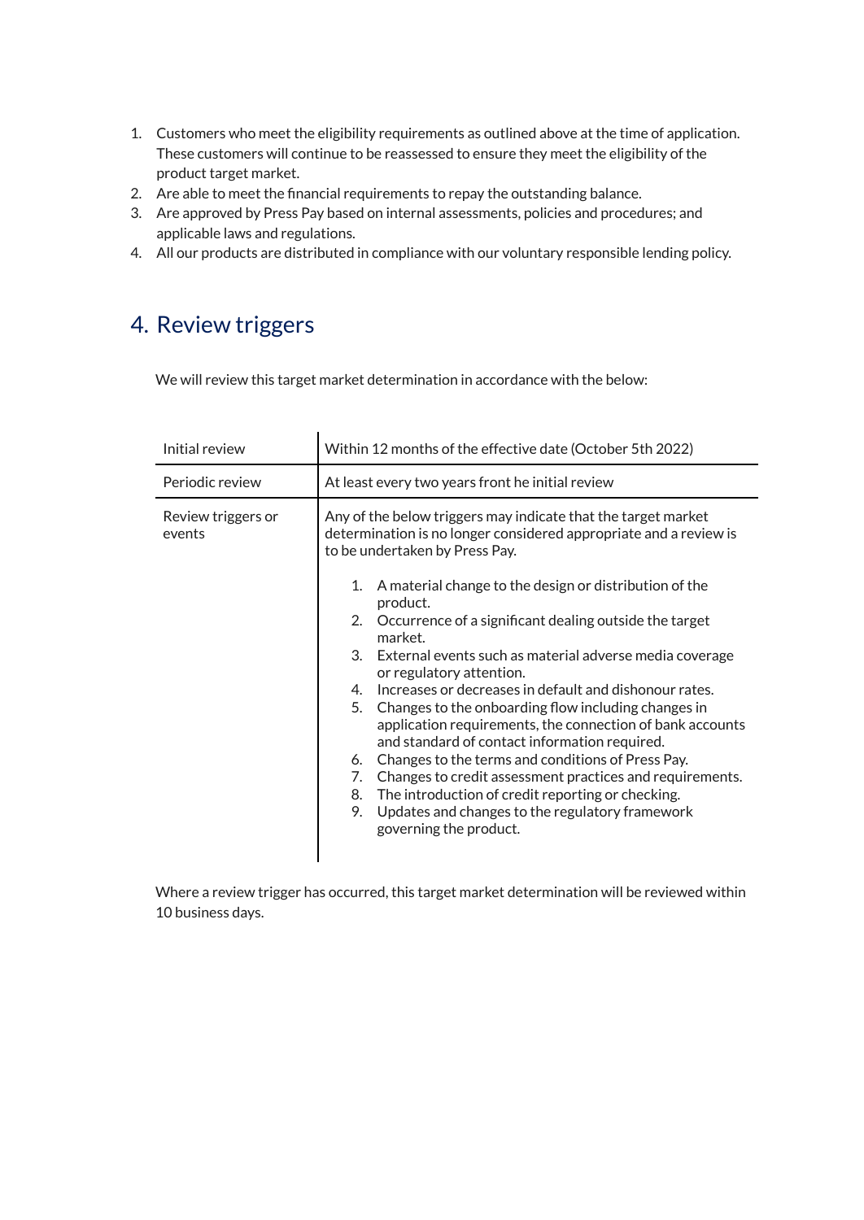1. Customers who meet the eligibility requirements as outlined above at the time of application. These customers will continue to be reassessed to ensure they meet the eligibility of the product target market.
2. Are able to meet the financial requirements to repay the outstanding balance.
3. Are approved by Press Pay based on internal assessments, policies and procedures; and applicable laws and regulations.
4. All our products are distributed in compliance with our voluntary responsible lending policy.

## 4. Review triggers

We will review this target market determination in accordance with the below:

| | |
|---|---|
| Initial review | Within 12 months of the effective date (October 5th 2022) |
| Periodic review | At least every two years front he initial review |
| Review triggers or events | Any of the below triggers may indicate that the target market determination is no longer considered appropriate and a review is to be undertaken by Press Pay.<br><br>1. A material change to the design or distribution of the product.<br>2. Occurrence of a significant dealing outside the target market.<br>3. External events such as material adverse media coverage or regulatory attention.<br>4. Increases or decreases in default and dishonour rates.<br>5. Changes to the onboarding flow including changes in application requirements, the connection of bank accounts and standard of contact information required.<br>6. Changes to the terms and conditions of Press Pay.<br>7. Changes to credit assessment practices and requirements.<br>8. The introduction of credit reporting or checking.<br>9. Updates and changes to the regulatory framework governing the product. |

Where a review trigger has occurred, this target market determination will be reviewed within 10 business days.